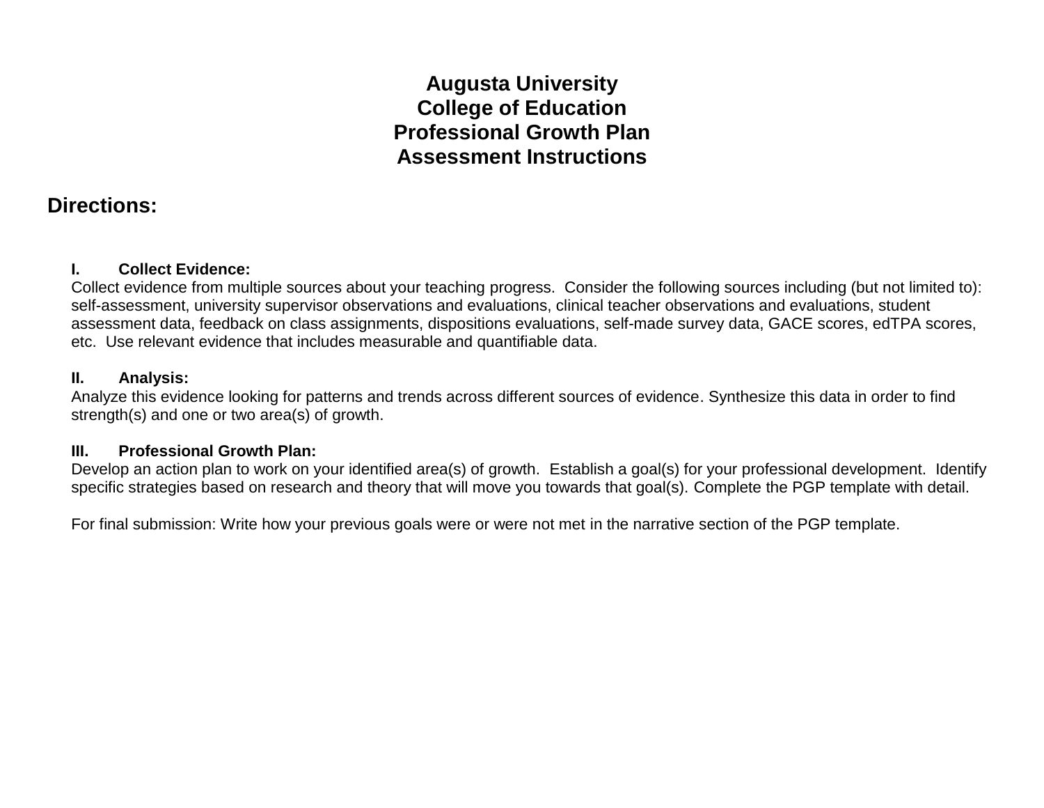# Augusta University
# College of Education
# Professional Growth Plan
# Assessment Instructions

## Directions:

**I. Collect Evidence:**

Collect evidence from multiple sources about your teaching progress. Consider the following sources including (but not limited to): self-assessment, university supervisor observations and evaluations, clinical teacher observations and evaluations, student assessment data, feedback on class assignments, dispositions evaluations, self-made survey data, GACE scores, edTPA scores, etc. Use relevant evidence that includes measurable and quantifiable data.

**II. Analysis:**

Analyze this evidence looking for patterns and trends across different sources of evidence. Synthesize this data in order to find strength(s) and one or two area(s) of growth.

**III. Professional Growth Plan:**

Develop an action plan to work on your identified area(s) of growth. Establish a goal(s) for your professional development. Identify specific strategies based on research and theory that will move you towards that goal(s). Complete the PGP template with detail.

For final submission: Write how your previous goals were or were not met in the narrative section of the PGP template.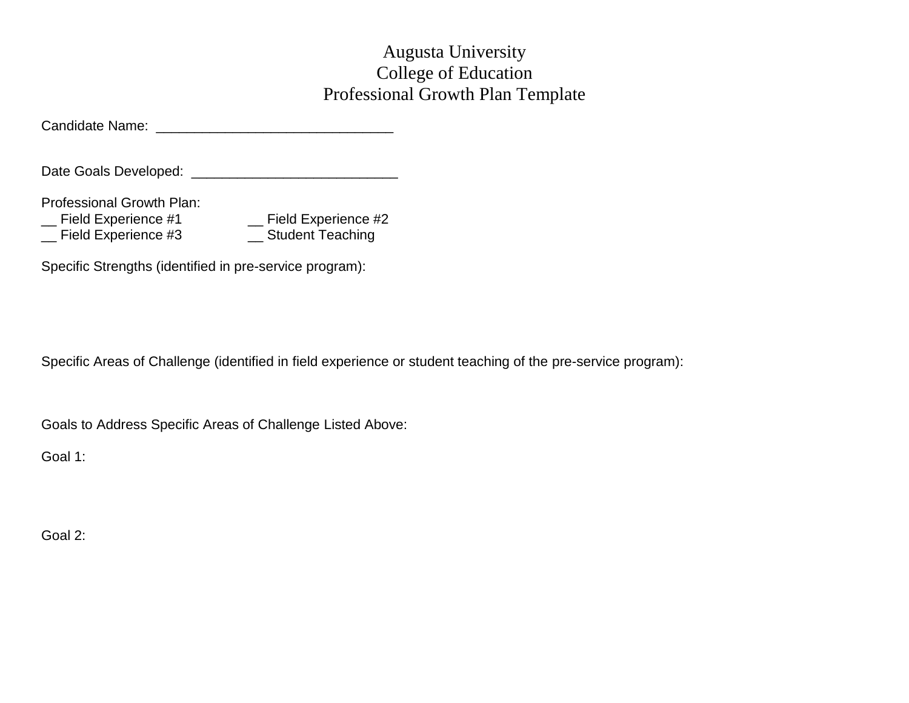# Augusta University
# College of Education
# Professional Growth Plan Template

Candidate Name: _______________________________

Date Goals Developed: ___________________________

Professional Growth Plan:

__ Field Experience #1 __ Field Experience #2

__ Field Experience #3 __ Student Teaching

Specific Strengths (identified in pre-service program):

Specific Areas of Challenge (identified in field experience or student teaching of the pre-service program):

Goals to Address Specific Areas of Challenge Listed Above:

Goal 1:

Goal 2: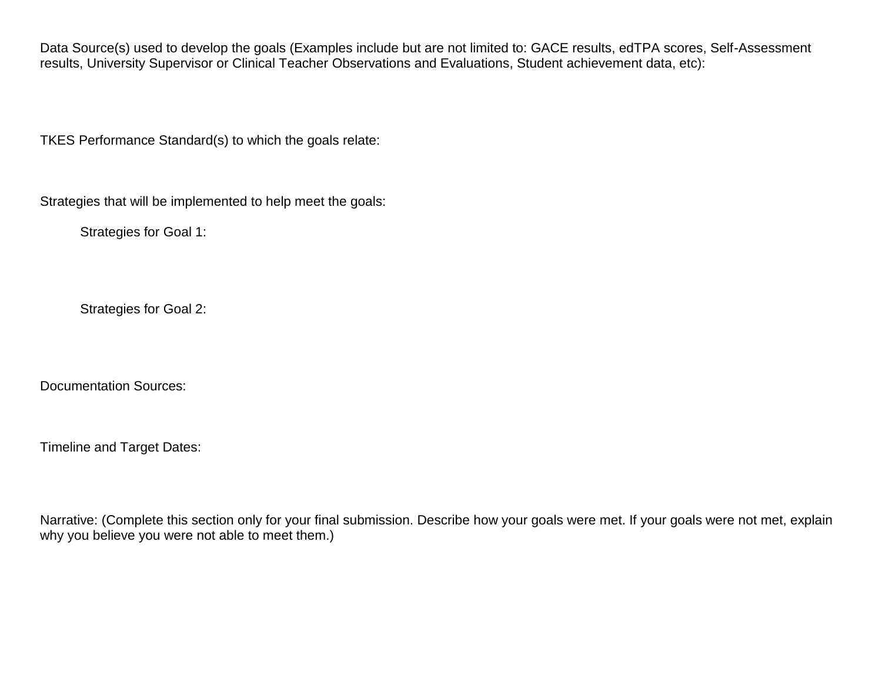Data Source(s) used to develop the goals (Examples include but are not limited to: GACE results, edTPA scores, Self-Assessment results, University Supervisor or Clinical Teacher Observations and Evaluations, Student achievement data, etc):

TKES Performance Standard(s) to which the goals relate:

Strategies that will be implemented to help meet the goals:

Strategies for Goal 1:

Strategies for Goal 2:

Documentation Sources:

Timeline and Target Dates:

Narrative: (Complete this section only for your final submission. Describe how your goals were met. If your goals were not met, explain why you believe you were not able to meet them.)